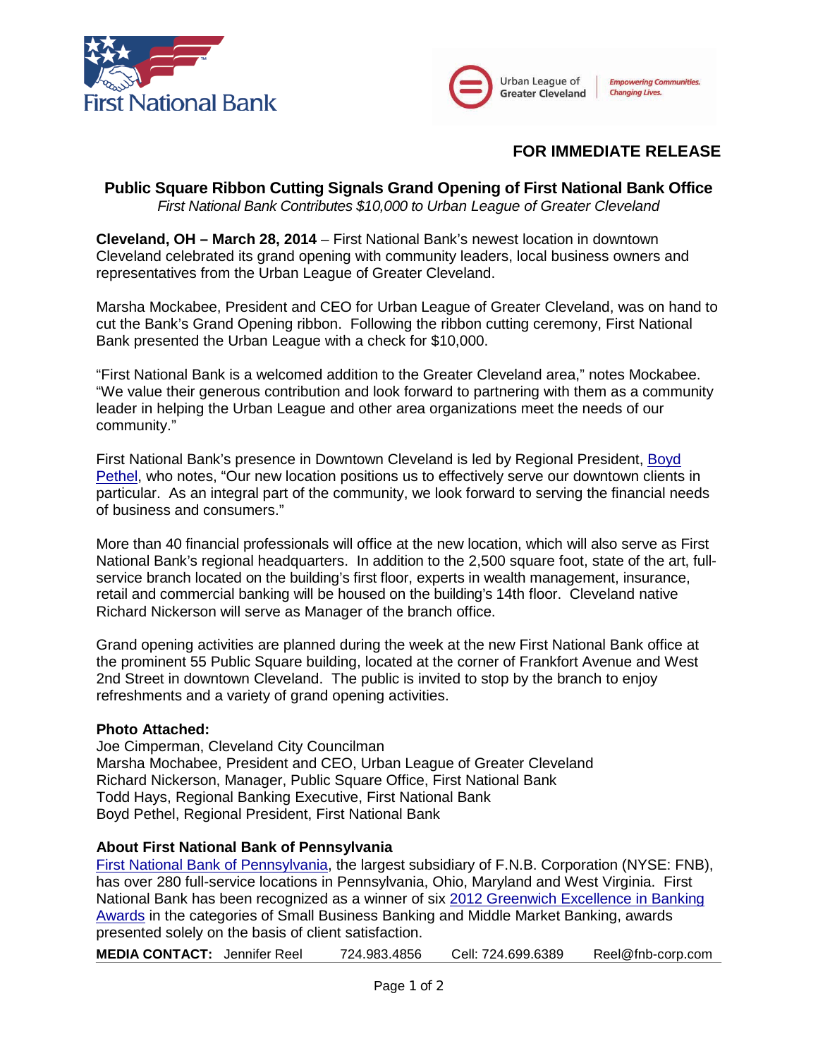First National Bank

Urban League of Greater Cleveland | *Empowering Communities. Changing Lives.*

**FOR IMMEDIATE RELEASE**

## Public Square Ribbon Cutting Signals Grand Opening of First National Bank Office

*First National Bank Contributes $10,000 to Urban League of Greater Cleveland*

**Cleveland, OH – March 28, 2014** – First National Bank's newest location in downtown Cleveland celebrated its grand opening with community leaders, local business owners and representatives from the Urban League of Greater Cleveland.

Marsha Mockabee, President and CEO for Urban League of Greater Cleveland, was on hand to cut the Bank's Grand Opening ribbon. Following the ribbon cutting ceremony, First National Bank presented the Urban League with a check for $10,000.

"First National Bank is a welcomed addition to the Greater Cleveland area," notes Mockabee. "We value their generous contribution and look forward to partnering with them as a community leader in helping the Urban League and other area organizations meet the needs of our community."

First National Bank's presence in Downtown Cleveland is led by Regional President, Boyd Pethel, who notes, "Our new location positions us to effectively serve our downtown clients in particular. As an integral part of the community, we look forward to serving the financial needs of business and consumers."

More than 40 financial professionals will office at the new location, which will also serve as First National Bank's regional headquarters. In addition to the 2,500 square foot, state of the art, full-service branch located on the building's first floor, experts in wealth management, insurance, retail and commercial banking will be housed on the building's 14th floor. Cleveland native Richard Nickerson will serve as Manager of the branch office.

Grand opening activities are planned during the week at the new First National Bank office at the prominent 55 Public Square building, located at the corner of Frankfort Avenue and West 2nd Street in downtown Cleveland. The public is invited to stop by the branch to enjoy refreshments and a variety of grand opening activities.

**Photo Attached:**
Joe Cimperman, Cleveland City Councilman
Marsha Mochabee, President and CEO, Urban League of Greater Cleveland
Richard Nickerson, Manager, Public Square Office, First National Bank
Todd Hays, Regional Banking Executive, First National Bank
Boyd Pethel, Regional President, First National Bank

**About First National Bank of Pennsylvania**
First National Bank of Pennsylvania, the largest subsidiary of F.N.B. Corporation (NYSE: FNB), has over 280 full-service locations in Pennsylvania, Ohio, Maryland and West Virginia. First National Bank has been recognized as a winner of six 2012 Greenwich Excellence in Banking Awards in the categories of Small Business Banking and Middle Market Banking, awards presented solely on the basis of client satisfaction.

**MEDIA CONTACT:** Jennifer Reel 724.983.4856 Cell: 724.699.6389 Reel@fnb-corp.com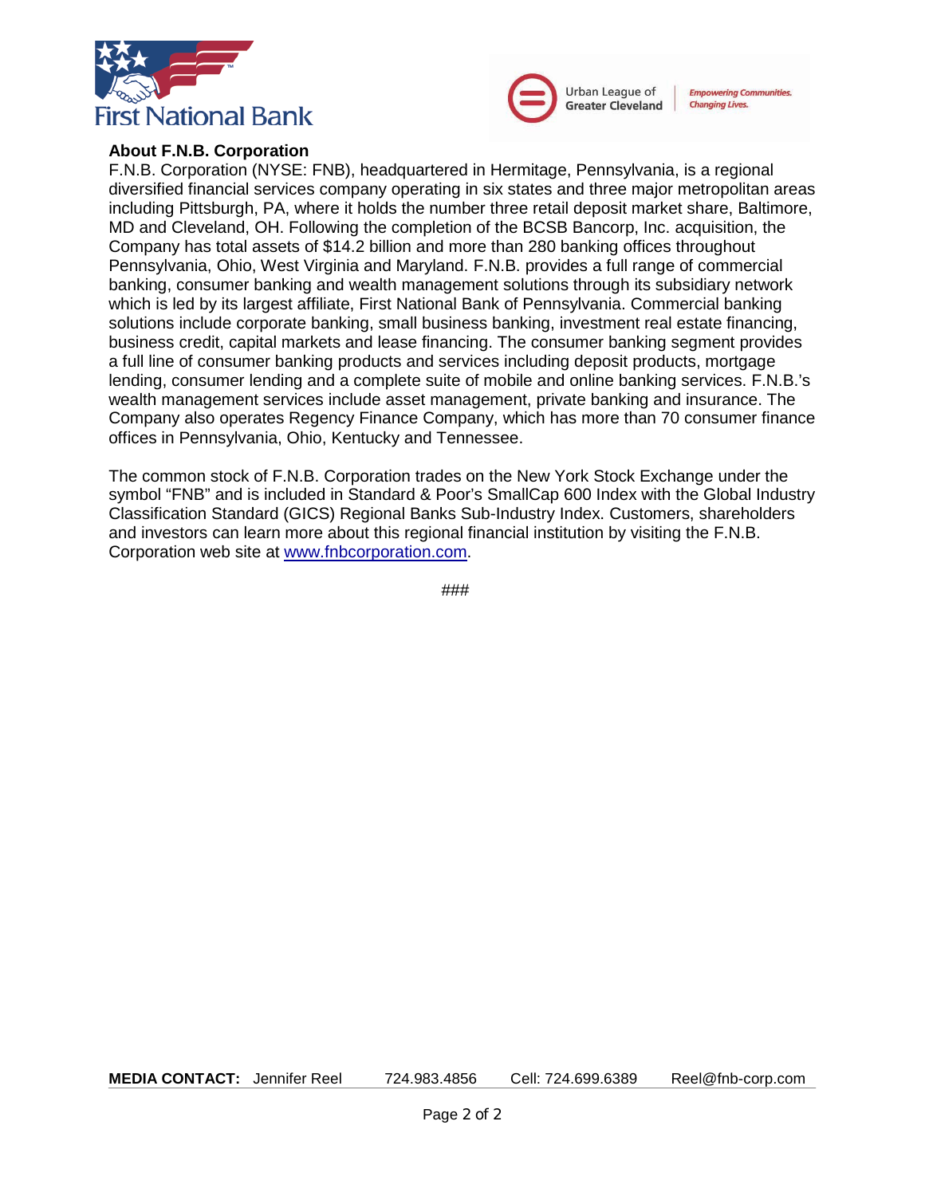**About F.N.B. Corporation**

F.N.B. Corporation (NYSE: FNB), headquartered in Hermitage, Pennsylvania, is a regional diversified financial services company operating in six states and three major metropolitan areas including Pittsburgh, PA, where it holds the number three retail deposit market share, Baltimore, MD and Cleveland, OH. Following the completion of the BCSB Bancorp, Inc. acquisition, the Company has total assets of $14.2 billion and more than 280 banking offices throughout Pennsylvania, Ohio, West Virginia and Maryland. F.N.B. provides a full range of commercial banking, consumer banking and wealth management solutions through its subsidiary network which is led by its largest affiliate, First National Bank of Pennsylvania. Commercial banking solutions include corporate banking, small business banking, investment real estate financing, business credit, capital markets and lease financing. The consumer banking segment provides a full line of consumer banking products and services including deposit products, mortgage lending, consumer lending and a complete suite of mobile and online banking services. F.N.B.'s wealth management services include asset management, private banking and insurance. The Company also operates Regency Finance Company, which has more than 70 consumer finance offices in Pennsylvania, Ohio, Kentucky and Tennessee.

The common stock of F.N.B. Corporation trades on the New York Stock Exchange under the symbol "FNB" and is included in Standard & Poor's SmallCap 600 Index with the Global Industry Classification Standard (GICS) Regional Banks Sub-Industry Index. Customers, shareholders and investors can learn more about this regional financial institution by visiting the F.N.B. Corporation web site at www.fnbcorporation.com.

###

**MEDIA CONTACT:** Jennifer Reel 724.983.4856 Cell: 724.699.6389 Reel@fnb-corp.com